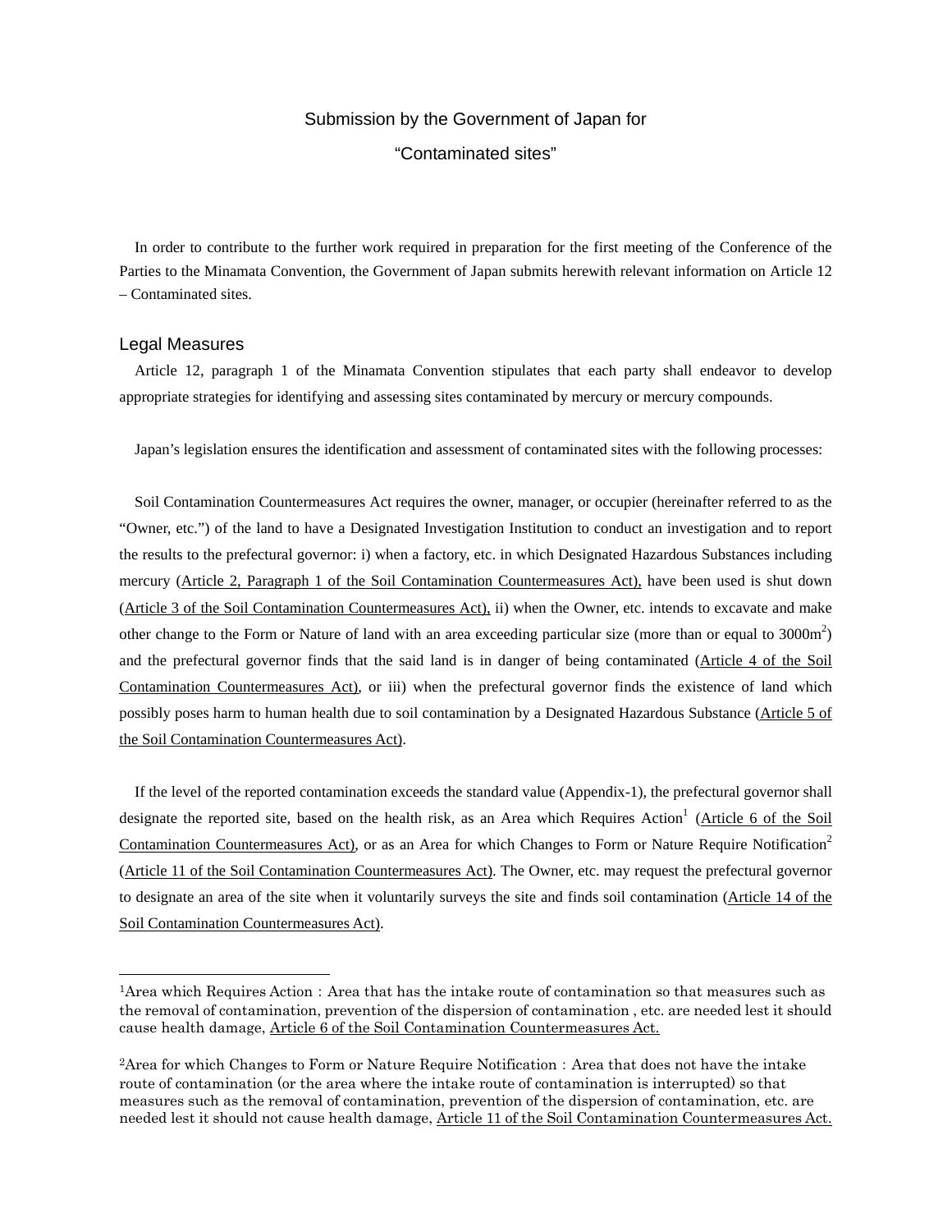# Submission by the Government of Japan for

# "Contaminated sites"

In order to contribute to the further work required in preparation for the first meeting of the Conference of the Parties to the Minamata Convention, the Government of Japan submits herewith relevant information on Article 12 – Contaminated sites.

## Legal Measures

Article 12, paragraph 1 of the Minamata Convention stipulates that each party shall endeavor to develop appropriate strategies for identifying and assessing sites contaminated by mercury or mercury compounds.

Japan's legislation ensures the identification and assessment of contaminated sites with the following processes:

Soil Contamination Countermeasures Act requires the owner, manager, or occupier (hereinafter referred to as the "Owner, etc.") of the land to have a Designated Investigation Institution to conduct an investigation and to report the results to the prefectural governor: i) when a factory, etc. in which Designated Hazardous Substances including mercury (Article 2, Paragraph 1 of the Soil Contamination Countermeasures Act), have been used is shut down (Article 3 of the Soil Contamination Countermeasures Act), ii) when the Owner, etc. intends to excavate and make other change to the Form or Nature of land with an area exceeding particular size (more than or equal to $3000m^2$) and the prefectural governor finds that the said land is in danger of being contaminated (Article 4 of the Soil Contamination Countermeasures Act), or iii) when the prefectural governor finds the existence of land which possibly poses harm to human health due to soil contamination by a Designated Hazardous Substance (Article 5 of the Soil Contamination Countermeasures Act).

If the level of the reported contamination exceeds the standard value (Appendix-1), the prefectural governor shall designate the reported site, based on the health risk, as an Area which Requires Action[1] (Article 6 of the Soil Contamination Countermeasures Act), or as an Area for which Changes to Form or Nature Require Notification[2] (Article 11 of the Soil Contamination Countermeasures Act). The Owner, etc. may request the prefectural governor to designate an area of the site when it voluntarily surveys the site and finds soil contamination (Article 14 of the Soil Contamination Countermeasures Act).

---

[1] Area which Requires Action : Area that has the intake route of contamination so that measures such as the removal of contamination, prevention of the dispersion of contamination , etc. are needed lest it should cause health damage, Article 6 of the Soil Contamination Countermeasures Act.

[2] Area for which Changes to Form or Nature Require Notification : Area that does not have the intake route of contamination (or the area where the intake route of contamination is interrupted) so that measures such as the removal of contamination, prevention of the dispersion of contamination, etc. are needed lest it should not cause health damage, Article 11 of the Soil Contamination Countermeasures Act.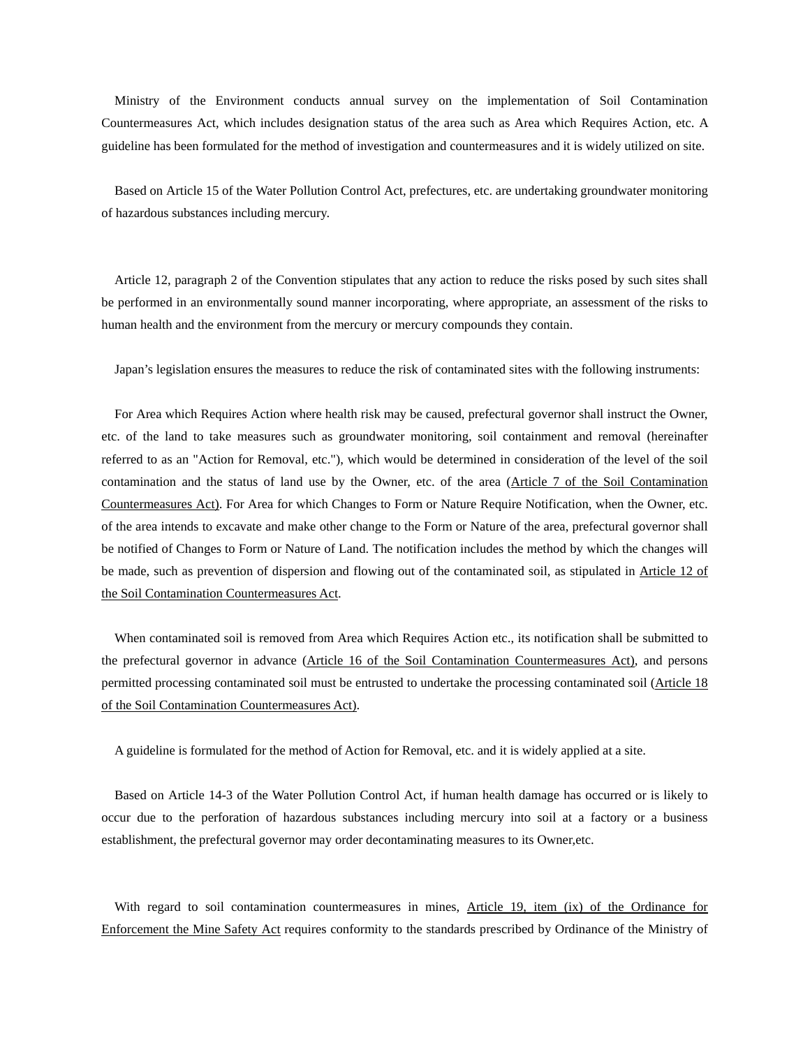Ministry of the Environment conducts annual survey on the implementation of Soil Contamination Countermeasures Act, which includes designation status of the area such as Area which Requires Action, etc. A guideline has been formulated for the method of investigation and countermeasures and it is widely utilized on site.

Based on Article 15 of the Water Pollution Control Act, prefectures, etc. are undertaking groundwater monitoring of hazardous substances including mercury.

Article 12, paragraph 2 of the Convention stipulates that any action to reduce the risks posed by such sites shall be performed in an environmentally sound manner incorporating, where appropriate, an assessment of the risks to human health and the environment from the mercury or mercury compounds they contain.

Japan's legislation ensures the measures to reduce the risk of contaminated sites with the following instruments:

For Area which Requires Action where health risk may be caused, prefectural governor shall instruct the Owner, etc. of the land to take measures such as groundwater monitoring, soil containment and removal (hereinafter referred to as an "Action for Removal, etc."), which would be determined in consideration of the level of the soil contamination and the status of land use by the Owner, etc. of the area (Article 7 of the Soil Contamination Countermeasures Act). For Area for which Changes to Form or Nature Require Notification, when the Owner, etc. of the area intends to excavate and make other change to the Form or Nature of the area, prefectural governor shall be notified of Changes to Form or Nature of Land. The notification includes the method by which the changes will be made, such as prevention of dispersion and flowing out of the contaminated soil, as stipulated in Article 12 of the Soil Contamination Countermeasures Act.

When contaminated soil is removed from Area which Requires Action etc., its notification shall be submitted to the prefectural governor in advance (Article 16 of the Soil Contamination Countermeasures Act), and persons permitted processing contaminated soil must be entrusted to undertake the processing contaminated soil (Article 18 of the Soil Contamination Countermeasures Act).

A guideline is formulated for the method of Action for Removal, etc. and it is widely applied at a site.

Based on Article 14-3 of the Water Pollution Control Act, if human health damage has occurred or is likely to occur due to the perforation of hazardous substances including mercury into soil at a factory or a business establishment, the prefectural governor may order decontaminating measures to its Owner,etc.

With regard to soil contamination countermeasures in mines, Article 19, item (ix) of the Ordinance for Enforcement the Mine Safety Act requires conformity to the standards prescribed by Ordinance of the Ministry of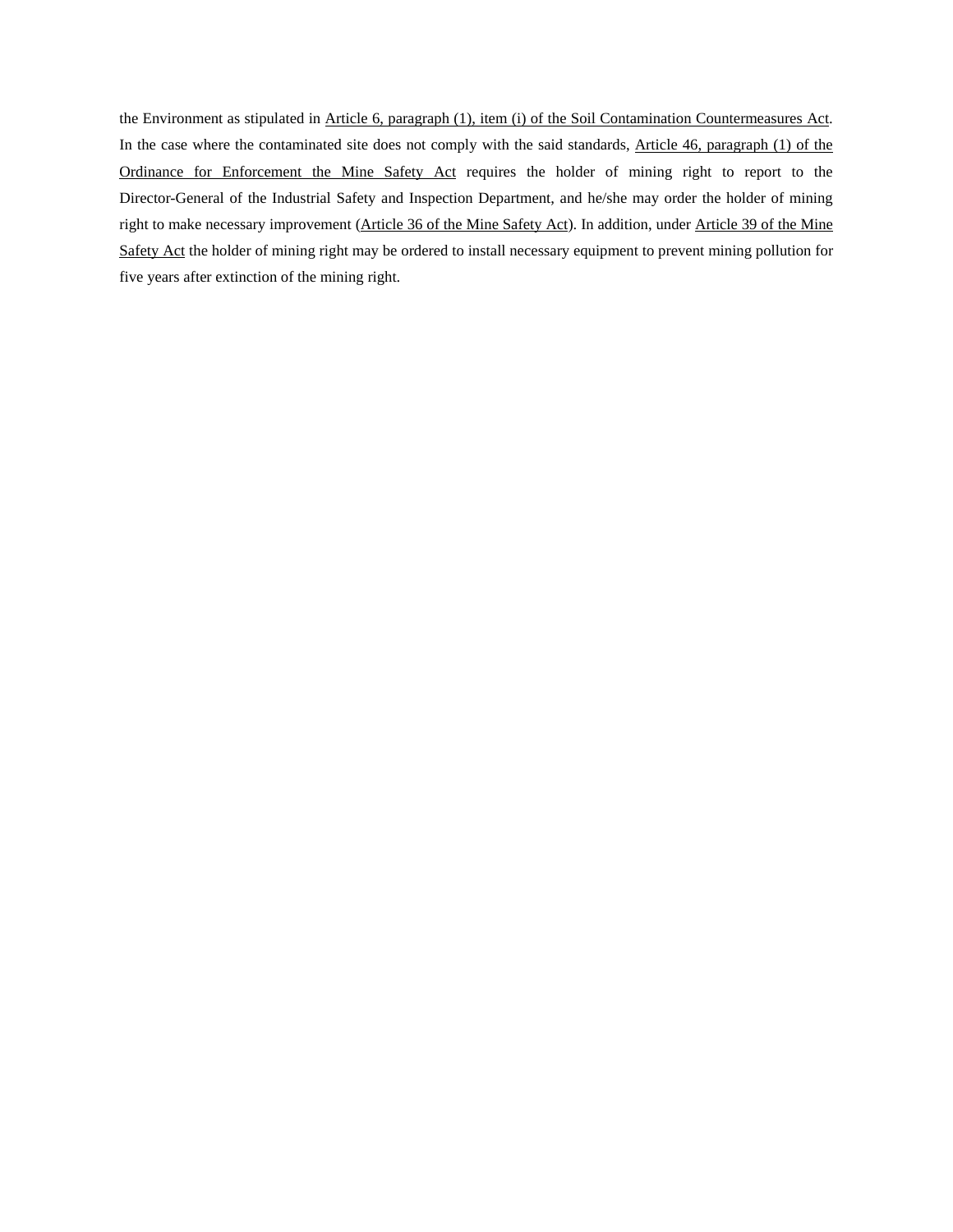the Environment as stipulated in Article 6, paragraph (1), item (i) of the Soil Contamination Countermeasures Act. In the case where the contaminated site does not comply with the said standards, Article 46, paragraph (1) of the Ordinance for Enforcement the Mine Safety Act requires the holder of mining right to report to the Director-General of the Industrial Safety and Inspection Department, and he/she may order the holder of mining right to make necessary improvement (Article 36 of the Mine Safety Act). In addition, under Article 39 of the Mine Safety Act the holder of mining right may be ordered to install necessary equipment to prevent mining pollution for five years after extinction of the mining right.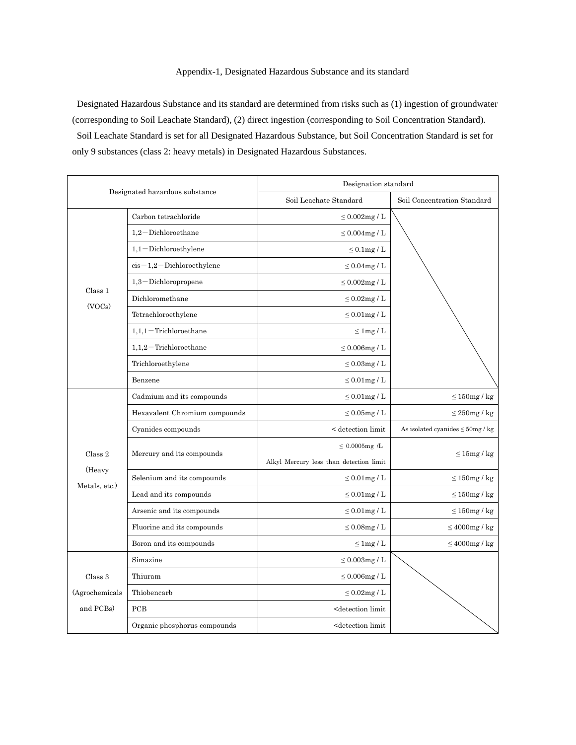Appendix-1, Designated Hazardous Substance and its standard

Designated Hazardous Substance and its standard are determined from risks such as (1) ingestion of groundwater (corresponding to Soil Leachate Standard), (2) direct ingestion (corresponding to Soil Concentration Standard).

Soil Leachate Standard is set for all Designated Hazardous Substance, but Soil Concentration Standard is set for only 9 substances (class 2: heavy metals) in Designated Hazardous Substances.

| Designated hazardous substance | | Designation standard | |
|---|---|---|---|
| | | Soil Leachate Standard | Soil Concentration Standard |
| Class 1 (VOCs) | Carbon tetrachloride | ≤ 0.002mg / L | |
| | 1,2−Dichloroethane | ≤ 0.004mg / L | |
| | 1,1−Dichloroethylene | ≤ 0.1mg / L | |
| | cis−1,2−Dichloroethylene | ≤ 0.04mg / L | |
| | 1,3−Dichloropropene | ≤ 0.002mg / L | |
| | Dichloromethane | ≤ 0.02mg / L | |
| | Tetrachloroethylene | ≤ 0.01mg / L | |
| | 1,1,1−Trichloroethane | ≤ 1mg / L | |
| | 1,1,2−Trichloroethane | ≤ 0.006mg / L | |
| | Trichloroethylene | ≤ 0.03mg / L | |
| | Benzene | ≤ 0.01mg / L | |
| Class 2 (Heavy Metals, etc.) | Cadmium and its compounds | ≤ 0.01mg / L | ≤ 150mg / kg |
| | Hexavalent Chromium compounds | ≤ 0.05mg / L | ≤ 250mg / kg |
| | Cyanides compounds | < detection limit | As isolated cyanides ≤ 50mg / kg |
| | Mercury and its compounds | ≤ 0.0005mg /L<br>Alkyl Mercury less than detection limit | ≤ 15mg / kg |
| | Selenium and its compounds | ≤ 0.01mg / L | ≤ 150mg / kg |
| | Lead and its compounds | ≤ 0.01mg / L | ≤ 150mg / kg |
| | Arsenic and its compounds | ≤ 0.01mg / L | ≤ 150mg / kg |
| | Fluorine and its compounds | ≤ 0.08mg / L | ≤ 4000mg / kg |
| | Boron and its compounds | ≤ 1mg / L | ≤ 4000mg / kg |
| Class 3 (Agrochemicals and PCBs) | Simazine | ≤ 0.003mg / L | |
| | Thiuram | ≤ 0.006mg / L | |
| | Thiobencarb | ≤ 0.02mg / L | |
| | PCB | <detection limit | |
| | Organic phosphorus compounds | <detection limit | |